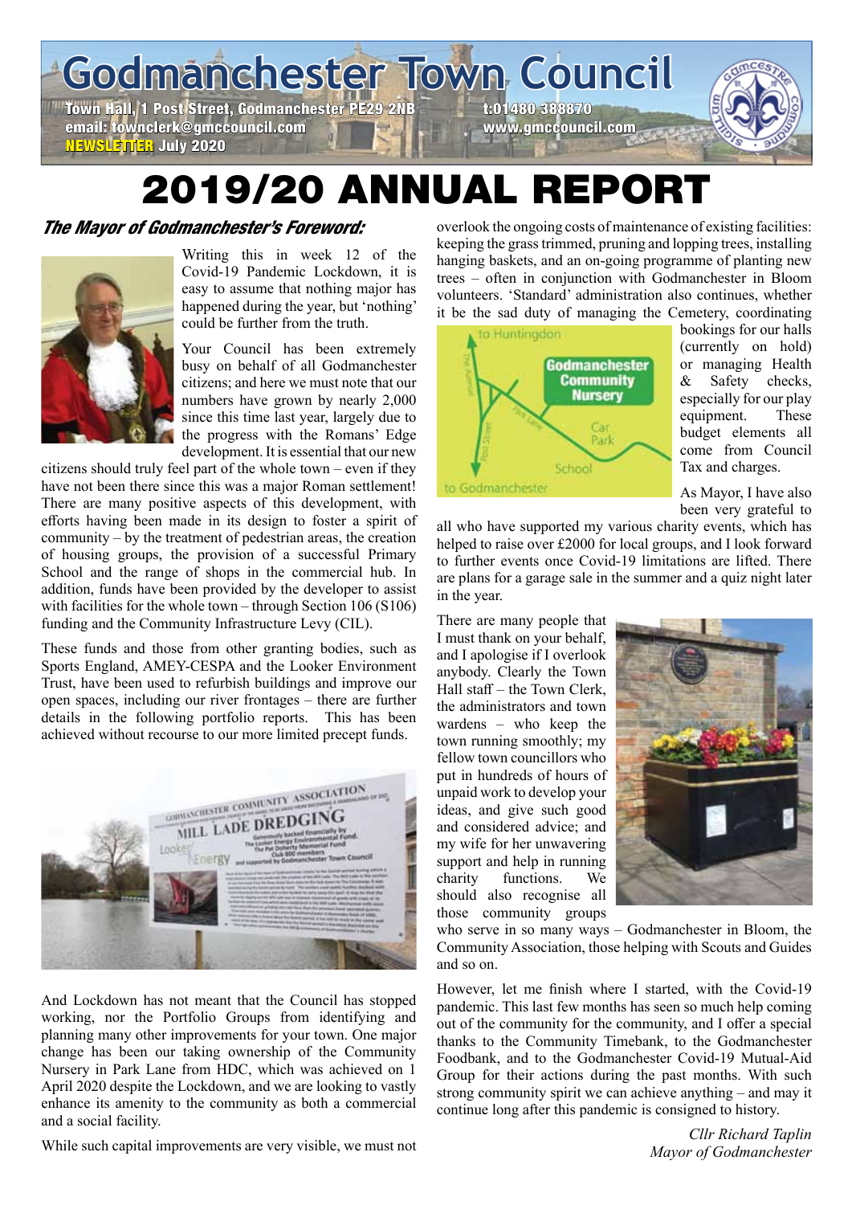# Godmanchester Town Council

Town Hall, 1 Post Street, Godmanchester PE29 2NB
t:01480 388870
email: townclerk@gmccouncil.com
www.gmccouncil.com
NEWSLETTER July 2020

# 2019/20 ANNUAL REPORT

## The Mayor of Godmanchester's Foreword:

Writing this in week 12 of the Covid-19 Pandemic Lockdown, it is easy to assume that nothing major has happened during the year, but 'nothing' could be further from the truth.

Your Council has been extremely busy on behalf of all Godmanchester citizens; and here we must note that our numbers have grown by nearly 2,000 since this time last year, largely due to the progress with the Romans' Edge development. It is essential that our new citizens should truly feel part of the whole town – even if they have not been there since this was a major Roman settlement! There are many positive aspects of this development, with efforts having been made in its design to foster a spirit of community – by the treatment of pedestrian areas, the creation of housing groups, the provision of a successful Primary School and the range of shops in the commercial hub. In addition, funds have been provided by the developer to assist with facilities for the whole town – through Section 106 (S106) funding and the Community Infrastructure Levy (CIL).

These funds and those from other granting bodies, such as Sports England, AMEY-CESPA and the Looker Environment Trust, have been used to refurbish buildings and improve our open spaces, including our river frontages – there are further details in the following portfolio reports. This has been achieved without recourse to our more limited precept funds.

And Lockdown has not meant that the Council has stopped working, nor the Portfolio Groups from identifying and planning many other improvements for your town. One major change has been our taking ownership of the Community Nursery in Park Lane from HDC, which was achieved on 1 April 2020 despite the Lockdown, and we are looking to vastly enhance its amenity to the community as both a commercial and a social facility.

While such capital improvements are very visible, we must not overlook the ongoing costs of maintenance of existing facilities: keeping the grass trimmed, pruning and lopping trees, installing hanging baskets, and an on-going programme of planting new trees – often in conjunction with Godmanchester in Bloom volunteers. 'Standard' administration also continues, whether it be the sad duty of managing the Cemetery, coordinating bookings for our halls (currently on hold) or managing Health & Safety checks, especially for our play equipment. These budget elements all come from Council Tax and charges.

As Mayor, I have also been very grateful to all who have supported my various charity events, which has helped to raise over £2000 for local groups, and I look forward to further events once Covid-19 limitations are lifted. There are plans for a garage sale in the summer and a quiz night later in the year.

There are many people that I must thank on your behalf, and I apologise if I overlook anybody. Clearly the Town Hall staff – the Town Clerk, the administrators and town wardens – who keep the town running smoothly; my fellow town councillors who put in hundreds of hours of unpaid work to develop your ideas, and give such good and considered advice; and my wife for her unwavering support and help in running charity functions. We should also recognise all those community groups who serve in so many ways – Godmanchester in Bloom, the Community Association, those helping with Scouts and Guides and so on.

However, let me finish where I started, with the Covid-19 pandemic. This last few months has seen so much help coming out of the community for the community, and I offer a special thanks to the Community Timebank, to the Godmanchester Foodbank, and to the Godmanchester Covid-19 Mutual-Aid Group for their actions during the past months. With such strong community spirit we can achieve anything – and may it continue long after this pandemic is consigned to history.

*Cllr Richard Taplin*
*Mayor of Godmanchester*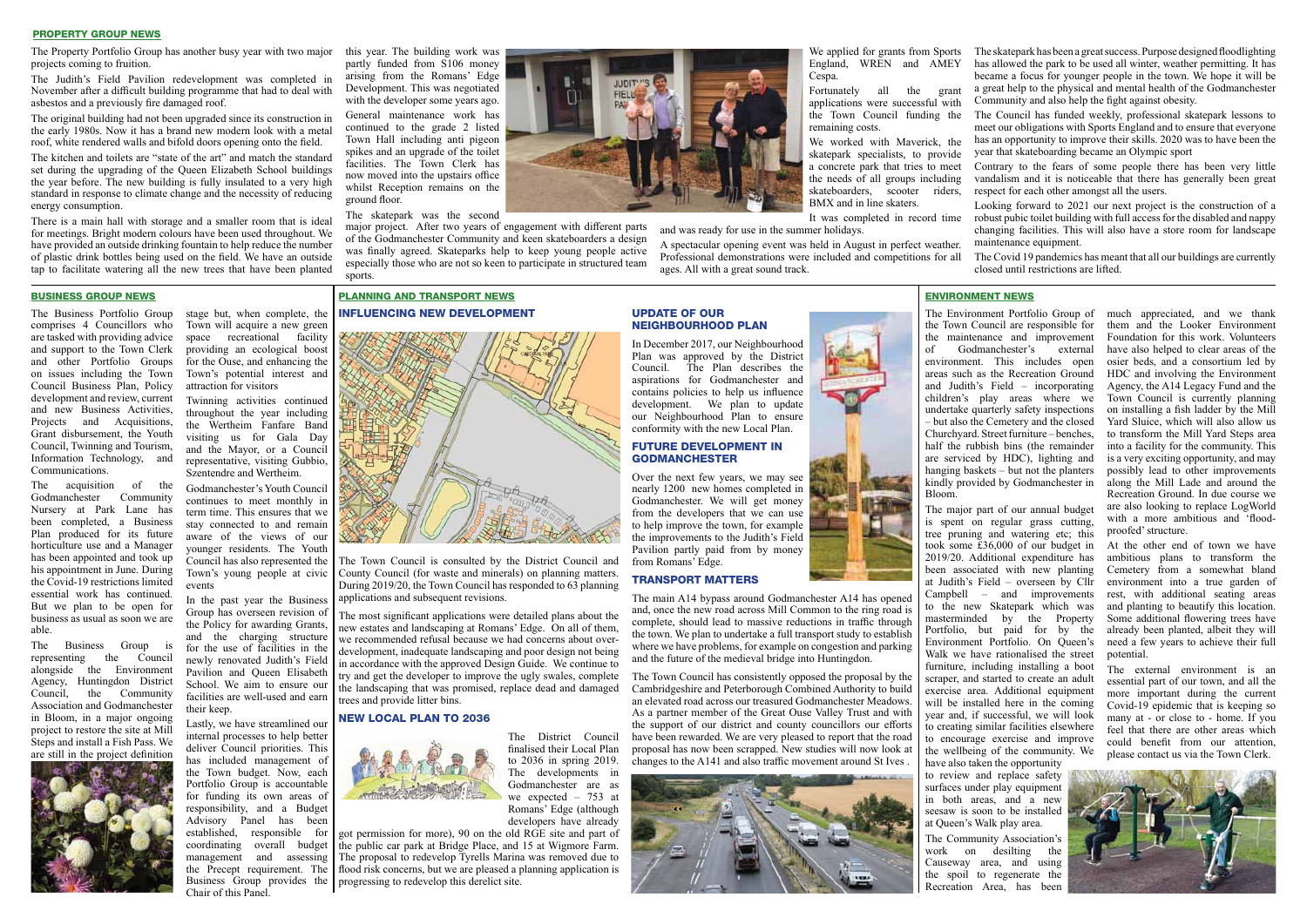## PROPERTY GROUP NEWS

The Property Portfolio Group has another busy year with two major projects coming to fruition.

The Judith's Field Pavilion redevelopment was completed in November after a difficult building programme that had to deal with asbestos and a previously fire damaged roof.

The original building had not been upgraded since its construction in the early 1980s. Now it has a brand new modern look with a metal roof, white rendered walls and bifold doors opening onto the field.

The kitchen and toilets are "state of the art" and match the standard set during the upgrading of the Queen Elizabeth School buildings the year before. The new building is fully insulated to a very high standard in response to climate change and the necessity of reducing energy consumption.

There is a main hall with storage and a smaller room that is ideal for meetings. Bright modern colours have been used throughout. We have provided an outside drinking fountain to help reduce the number of plastic drink bottles being used on the field. We have an outside tap to facilitate watering all the new trees that have been planted this year. The building work was partly funded from S106 money arising from the Romans' Edge Development. This was negotiated with the developer some years ago.

General maintenance work has continued to the grade 2 listed Town Hall including anti pigeon spikes and an upgrade of the toilet facilities. The Town Clerk has now moved into the upstairs office whilst Reception remains on the ground floor.

The skatepark was the second major project. After two years of engagement with different parts of the Godmanchester Community and keen skateboarders a design was finally agreed. Skateparks help to keep young people active especially those who are not so keen to participate in structured team sports.

We applied for grants from Sports England, WREN and AMEY Cespa.

Fortunately all the grant applications were successful with the Town Council funding the remaining costs.

We worked with Maverick, the skatepark specialists, to provide a concrete park that tries to meet the needs of all groups including skateboarders, scooter riders, BMX and in line skaters.

It was completed in record time and was ready for use in the summer holidays.

A spectacular opening event was held in August in perfect weather. Professional demonstrations were included and competitions for all ages. All with a great sound track.

The skatepark has been a great success. Purpose designed floodlighting has allowed the park to be used all winter, weather permitting. It has became a focus for younger people in the town. We hope it will be a great help to the physical and mental health of the Godmanchester Community and also help the fight against obesity.

The Council has funded weekly, professional skatepark lessons to meet our obligations with Sports England and to ensure that everyone has an opportunity to improve their skills. 2020 was to have been the year that skateboarding became an Olympic sport

Contrary to the fears of some people there has been very little vandalism and it is noticeable that there has generally been great respect for each other amongst all the users.

Looking forward to 2021 our next project is the construction of a robust pubic toilet building with full access for the disabled and nappy changing facilities. This will also have a store room for landscape maintenance equipment.

The Covid 19 pandemics has meant that all our buildings are currently closed until restrictions are lifted.

## BUSINESS GROUP NEWS

The Business Portfolio Group comprises 4 Councillors who are tasked with providing advice and support to the Town Clerk and other Portfolio Groups on issues including the Town Council Business Plan, Policy development and review, current and new Business Activities, Projects and Acquisitions, Grant disbursement, the Youth Council, Twinning and Tourism, Information Technology, and Communications.

The acquisition of the Godmanchester Community Nursery at Park Lane has been completed, a Business Plan produced for its future horticulture use and a Manager has been appointed and took up his appointment in June. During the Covid-19 restrictions limited essential work has continued. But we plan to be open for business as usual as soon as we are able.

The Business Group is representing the Council alongside the Environment Agency, Huntingdon District Council, the Community Association and Godmanchester in Bloom, in a major ongoing project to restore the site at Mill Steps and install a Fish Pass. We are still in the project definition stage but, when complete, the Town will acquire a new green space recreational facility providing an ecological boost for the Ouse, and enhancing the Town's potential interest and attraction for visitors

Twinning activities continued throughout the year including the Wertheim Fanfare Band visiting us for Gala Day and the Mayor, or a Council representative, visiting Gubbio, Szentendre and Wertheim.

Godmanchester's Youth Council continues to meet monthly in term time. This ensures that we stay connected to and remain aware of the views of our younger residents. The Youth Council has also represented the Town's young people at civic events

In the past year the Business Group has overseen revision of the Policy for awarding Grants, and the charging structure for the use of facilities in the newly renovated Judith's Field Pavilion and Queen Elisabeth School. We aim to ensure our facilities are well-used and earn their keep.

Lastly, we have streamlined our internal processes to help better deliver Council priorities. This has included management of the Town budget. Now, each Portfolio Group is accountable for funding its own areas of responsibility, and a Budget Advisory Panel has been established, responsible for coordinating overall budget management and assessing the Precept requirement. The Business Group provides the Chair of this Panel.

## PLANNING AND TRANSPORT NEWS

### INFLUENCING NEW DEVELOPMENT

The Town Council is consulted by the District Council and County Council (for waste and minerals) on planning matters. During 2019/20, the Town Council has responded to 63 planning applications and subsequent revisions.

The most significant applications were detailed plans about the new estates and landscaping at Romans' Edge. On all of them, we recommended refusal because we had concerns about over-development, inadequate landscaping and poor design not being in accordance with the approved Design Guide. We continue to try and get the developer to improve the ugly swales, complete the landscaping that was promised, replace dead and damaged trees and provide litter bins.

### NEW LOCAL PLAN TO 2036

The District Council finalised their Local Plan to 2036 in spring 2019. The developments in Godmanchester are as we expect – 753 at Romans' Edge (although developers have already got permission for more), 90 on the old RGE site and part of the public car park at Bridge Place, and 15 at Wigmore Farm. The proposal to redevelop Tyrells Marina was removed due to flood risk concerns, but we are pleased a planning application is progressing to redevelop this derelict site.

### UPDATE OF OUR NEIGHBOURHOOD PLAN

In December 2017, our Neighbourhood Plan was approved by the District Council. The Plan describes the aspirations for Godmanchester and contains policies to help us influence development. We plan to update our Neighbourhood Plan to ensure conformity with the new Local Plan.

### FUTURE DEVELOPMENT IN GODMANCHESTER

Over the next few years, we may see nearly 1200 new homes completed in Godmanchester. We will get money from the developers that we can use to help improve the town, for example the improvements to the Judith's Field Pavilion partly paid from by money from Romans' Edge.

### TRANSPORT MATTERS

The main A14 bypass around Godmanchester A14 has opened and, once the new road across Mill Common to the ring road is complete, should lead to massive reductions in traffic through the town. We plan to undertake a full transport study to establish where we have problems, for example on congestion and parking and the future of the medieval bridge into Huntingdon.

The Town Council has consistently opposed the proposal by the Cambridgeshire and Peterborough Combined Authority to build an elevated road across our treasured Godmanchester Meadows. As a partner member of the Great Ouse Valley Trust and with the support of our district and county councillors our efforts have been rewarded. We are very pleased to report that the road proposal has now been scrapped. New studies will now look at changes to the A141 and also traffic movement around St Ives .

## ENVIRONMENT NEWS

The Environment Portfolio Group of the Town Council are responsible for the maintenance and improvement of Godmanchester's external environment. This includes open areas such as the Recreation Ground and Judith's Field – incorporating children's play areas where we undertake quarterly safety inspections – but also the Cemetery and the closed Churchyard. Street furniture – benches, half the rubbish bins (the remainder are serviced by HDC), lighting and hanging baskets – but not the planters kindly provided by Godmanchester in Bloom.

The major part of our annual budget is spent on regular grass cutting, tree pruning and watering etc; this took some £36,000 of our budget in 2019/20. Additional expenditure has been associated with new planting at Judith's Field – overseen by Cllr Campbell – and improvements to the new Skatepark which was masterminded by the Property Portfolio, but paid for by the Environment Portfolio. On Queen's Walk we have rationalised the street furniture, including installing a boot scraper, and started to create an adult exercise area. Additional equipment will be installed here in the coming year and, if successful, we will look to creating similar facilities elsewhere to encourage exercise and improve the wellbeing of the community. We have also taken the opportunity to review and replace safety surfaces under play equipment in both areas, and a new seesaw is soon to be installed at Queen's Walk play area.

The Community Association's work on desilting the Causeway area, and using the spoil to regenerate the Recreation Area, has been much appreciated, and we thank them and the Looker Environment Foundation for this work. Volunteers have also helped to clear areas of the osier beds, and a consortium led by HDC and involving the Environment Agency, the A14 Legacy Fund and the Town Council is currently planning on installing a fish ladder by the Mill Yard Sluice, which will also allow us to transform the Mill Yard Steps area into a facility for the community. This is a very exciting opportunity, and may possibly lead to other improvements along the Mill Lade and around the Recreation Ground. In due course we are also looking to replace LogWorld with a more ambitious and 'flood-proofed' structure.

At the other end of town we have ambitious plans to transform the Cemetery from a somewhat bland environment into a true garden of rest, with additional seating areas and planting to beautify this location. Some additional flowering trees have already been planted, albeit they will need a few years to achieve their full potential.

The external environment is an essential part of our town, and all the more important during the current Covid-19 epidemic that is keeping so many at - or close to - home. If you feel that there are other areas which could benefit from our attention, please contact us via the Town Clerk.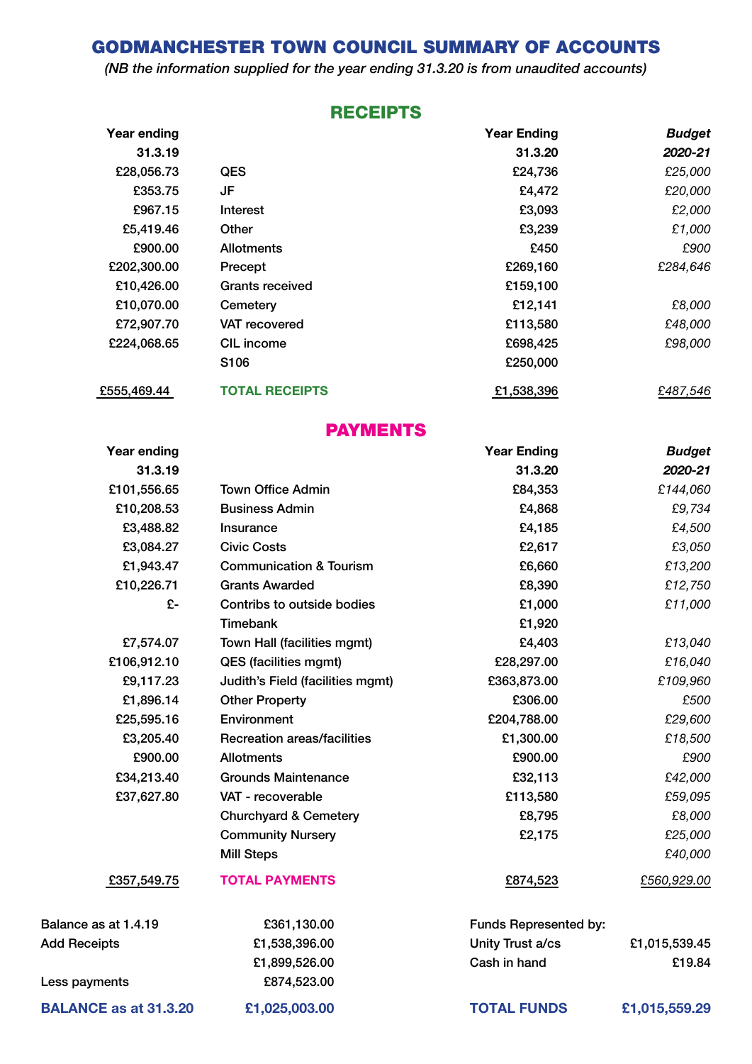# GODMANCHESTER TOWN COUNCIL SUMMARY OF ACCOUNTS

*(NB the information supplied for the year ending 31.3.20 is from unaudited accounts)*

## RECEIPTS

| Year ending 31.3.19 | | Year Ending 31.3.20 | *Budget 2020-21* |
|---|---|---|---|
| £28,056.73 | QES | £24,736 | *£25,000* |
| £353.75 | JF | £4,472 | *£20,000* |
| £967.15 | Interest | £3,093 | *£2,000* |
| £5,419.46 | Other | £3,239 | *£1,000* |
| £900.00 | Allotments | £450 | *£900* |
| £202,300.00 | Precept | £269,160 | *£284,646* |
| £10,426.00 | Grants received | £159,100 | |
| £10,070.00 | Cemetery | £12,141 | *£8,000* |
| £72,907.70 | VAT recovered | £113,580 | *£48,000* |
| £224,068.65 | CIL income | £698,425 | *£98,000* |
| | S106 | £250,000 | |
| £555,469.44 | **TOTAL RECEIPTS** | £1,538,396 | *£487,546* |

## PAYMENTS

| Year ending 31.3.19 | | Year Ending 31.3.20 | *Budget 2020-21* |
|---|---|---|---|
| £101,556.65 | Town Office Admin | £84,353 | *£144,060* |
| £10,208.53 | Business Admin | £4,868 | *£9,734* |
| £3,488.82 | Insurance | £4,185 | *£4,500* |
| £3,084.27 | Civic Costs | £2,617 | *£3,050* |
| £1,943.47 | Communication & Tourism | £6,660 | *£13,200* |
| £10,226.71 | Grants Awarded | £8,390 | *£12,750* |
| £- | Contribs to outside bodies | £1,000 | *£11,000* |
| | Timebank | £1,920 | |
| £7,574.07 | Town Hall (facilities mgmt) | £4,403 | *£13,040* |
| £106,912.10 | QES (facilities mgmt) | £28,297.00 | *£16,040* |
| £9,117.23 | Judith's Field (facilities mgmt) | £363,873.00 | *£109,960* |
| £1,896.14 | Other Property | £306.00 | *£500* |
| £25,595.16 | Environment | £204,788.00 | *£29,600* |
| £3,205.40 | Recreation areas/facilities | £1,300.00 | *£18,500* |
| £900.00 | Allotments | £900.00 | *£900* |
| £34,213.40 | Grounds Maintenance | £32,113 | *£42,000* |
| £37,627.80 | VAT - recoverable | £113,580 | *£59,095* |
| | Churchyard & Cemetery | £8,795 | *£8,000* |
| | Community Nursery | £2,175 | *£25,000* |
| | Mill Steps | | *£40,000* |
| £357,549.75 | **TOTAL PAYMENTS** | £874,523 | *£560,929.00* |

| | |
|---|---|
| Balance as at 1.4.19 | £361,130.00 |
| Add Receipts | £1,538,396.00 |
| | £1,899,526.00 |
| Less payments | £874,523.00 |
| **BALANCE as at 31.3.20** | **£1,025,003.00** |

| | |
|---|---|
| Funds Represented by: | |
| Unity Trust a/cs | £1,015,539.45 |
| Cash in hand | £19.84 |
| **TOTAL FUNDS** | **£1,015,559.29** |